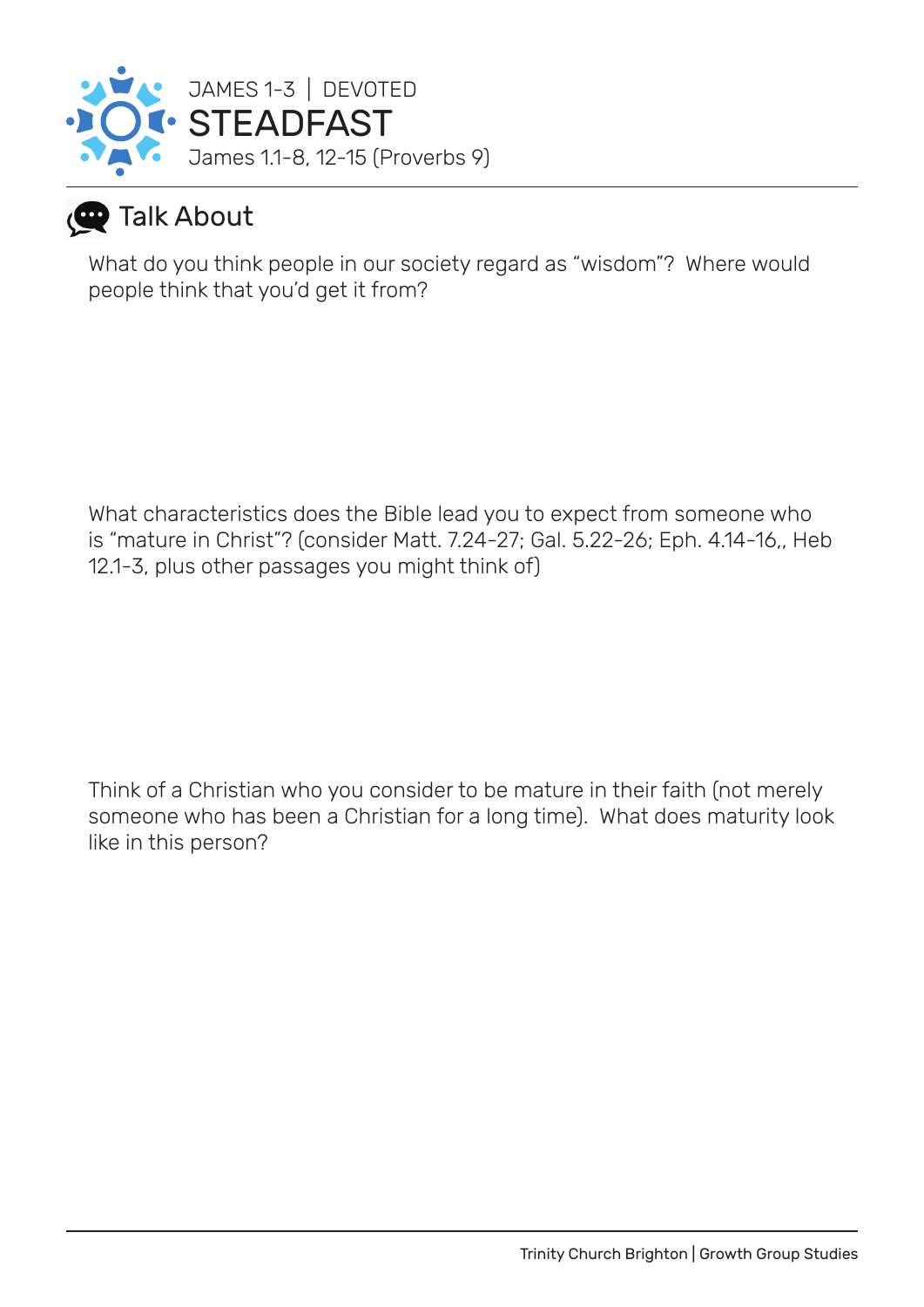JAMES 1-3 | DEVOTED

# STEADFAST

James 1.1-8, 12-15 (Proverbs 9)

## Talk About

What do you think people in our society regard as “wisdom”? Where would people think that you’d get it from?

What characteristics does the Bible lead you to expect from someone who is “mature in Christ”? (consider Matt. 7.24-27; Gal. 5.22-26; Eph. 4.14-16,, Heb 12.1-3, plus other passages you might think of)

Think of a Christian who you consider to be mature in their faith (not merely someone who has been a Christian for a long time). What does maturity look like in this person?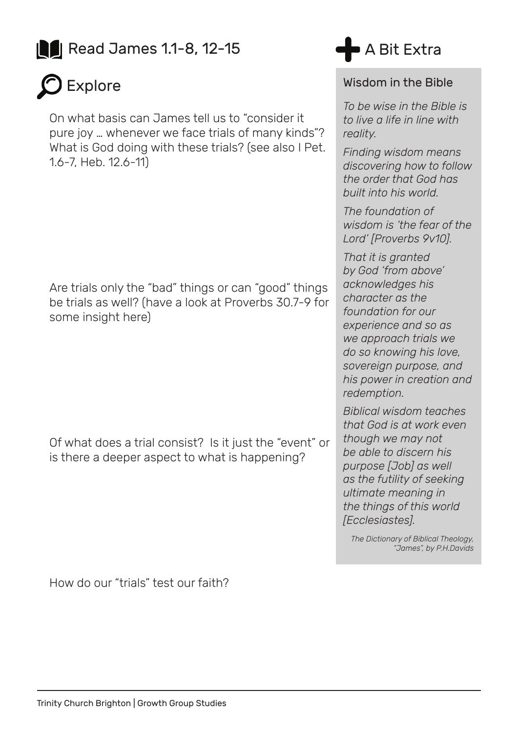## Read James 1.1-8, 12-15

## Explore

On what basis can James tell us to “consider it pure joy … whenever we face trials of many kinds”? What is God doing with these trials? (see also I Pet. 1.6-7, Heb. 12.6-11)

Are trials only the “bad” things or can “good” things be trials as well? (have a look at Proverbs 30.7-9 for some insight here)

Of what does a trial consist? Is it just the “event” or is there a deeper aspect to what is happening?

How do our “trials” test our faith?

## A Bit Extra

### Wisdom in the Bible

*To be wise in the Bible is to live a life in line with reality.*

*Finding wisdom means discovering how to follow the order that God has built into his world.*

*The foundation of wisdom is ‘the fear of the Lord’ [Proverbs 9v10].*

*That it is granted by God ‘from above’ acknowledges his character as the foundation for our experience and so as we approach trials we do so knowing his love, sovereign purpose, and his power in creation and redemption.*

*Biblical wisdom teaches that God is at work even though we may not be able to discern his purpose [Job] as well as the futility of seeking ultimate meaning in the things of this world [Ecclesiastes].*

*The Dictionary of Biblical Theology, “James”, by P.H.Davids*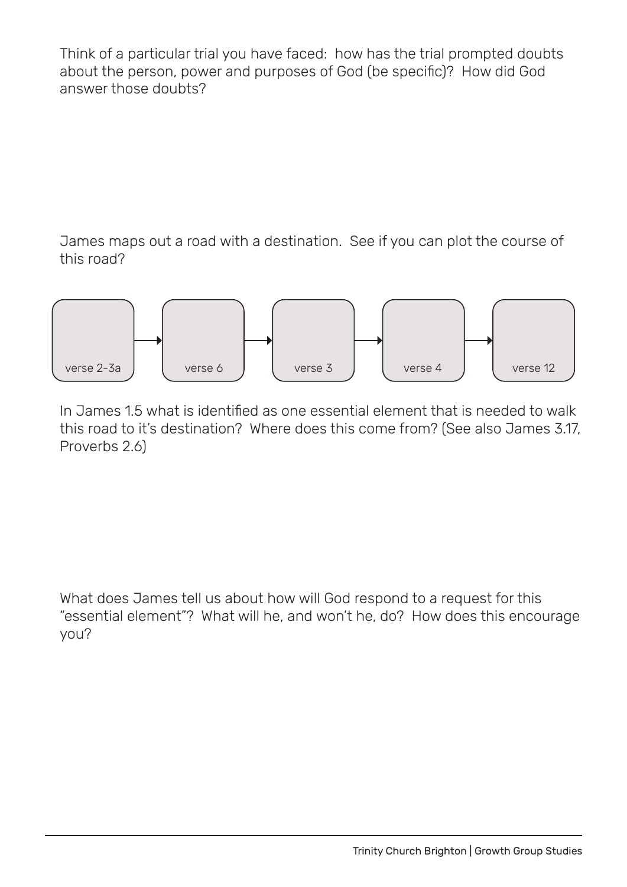Think of a particular trial you have faced: how has the trial prompted doubts about the person, power and purposes of God (be specific)? How did God answer those doubts?

James maps out a road with a destination. See if you can plot the course of this road?

verse 2-3a → verse 6 → verse 3 → verse 4 → verse 12

In James 1.5 what is identified as one essential element that is needed to walk this road to it's destination? Where does this come from? (See also James 3.17, Proverbs 2.6)

What does James tell us about how will God respond to a request for this "essential element"? What will he, and won't he, do? How does this encourage you?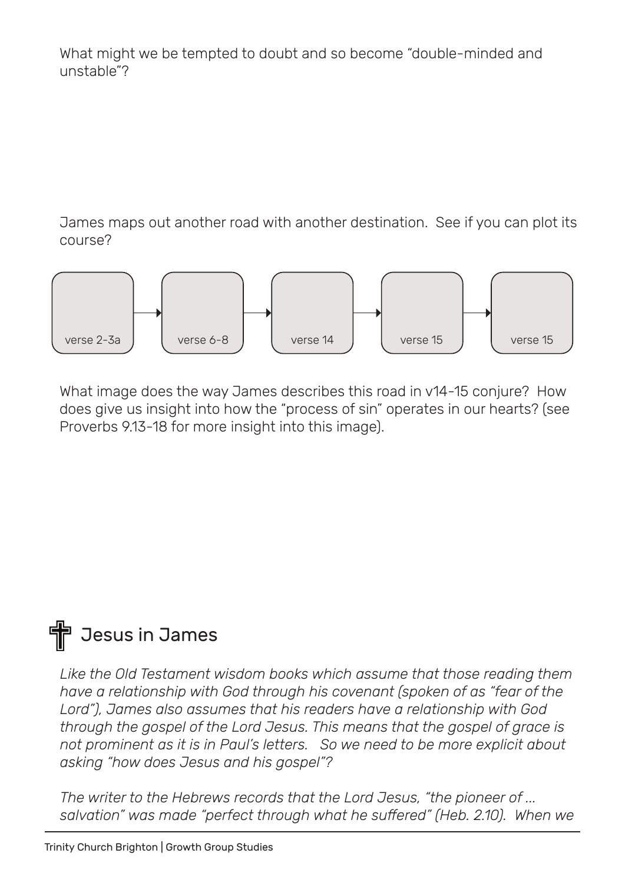What might we be tempted to doubt and so become "double-minded and unstable"?

James maps out another road with another destination. See if you can plot its course?

| verse 2-3a | → | verse 6-8 | → | verse 14 | → | verse 15 | → | verse 15 |
|---|---|---|---|---|---|---|---|---|
| | | | | | | | | |

What image does the way James describes this road in v14-15 conjure? How does give us insight into how the "process of sin" operates in our hearts? (see Proverbs 9.13-18 for more insight into this image).

## Jesus in James

*Like the Old Testament wisdom books which assume that those reading them have a relationship with God through his covenant (spoken of as "fear of the Lord"), James also assumes that his readers have a relationship with God through the gospel of the Lord Jesus. This means that the gospel of grace is not prominent as it is in Paul's letters. So we need to be more explicit about asking "how does Jesus and his gospel"?*

*The writer to the Hebrews records that the Lord Jesus, "the pioneer of ... salvation" was made "perfect through what he suffered" (Heb. 2.10). When we*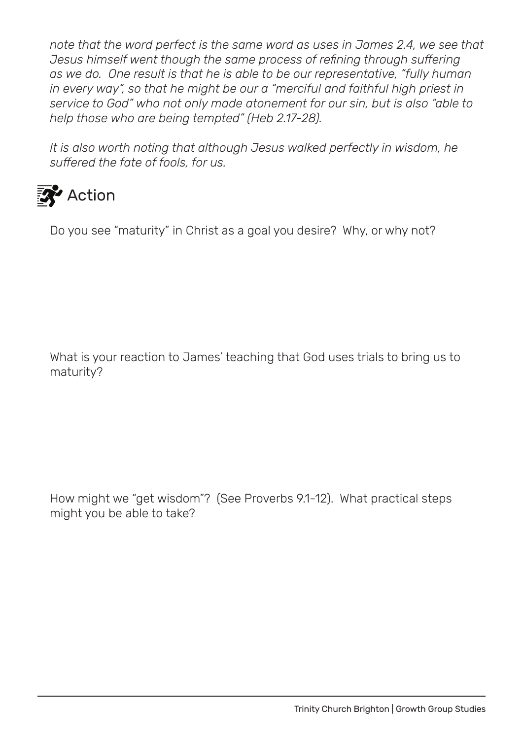*note that the word perfect is the same word as uses in James 2.4, we see that Jesus himself went though the same process of refining through suffering as we do. One result is that he is able to be our representative, "fully human in every way", so that he might be our a "merciful and faithful high priest in service to God" who not only made atonement for our sin, but is also "able to help those who are being tempted" (Heb 2.17-28).*

*It is also worth noting that although Jesus walked perfectly in wisdom, he suffered the fate of fools, for us.*

## Action

Do you see "maturity" in Christ as a goal you desire? Why, or why not?

What is your reaction to James' teaching that God uses trials to bring us to maturity?

How might we "get wisdom"? (See Proverbs 9.1-12). What practical steps might you be able to take?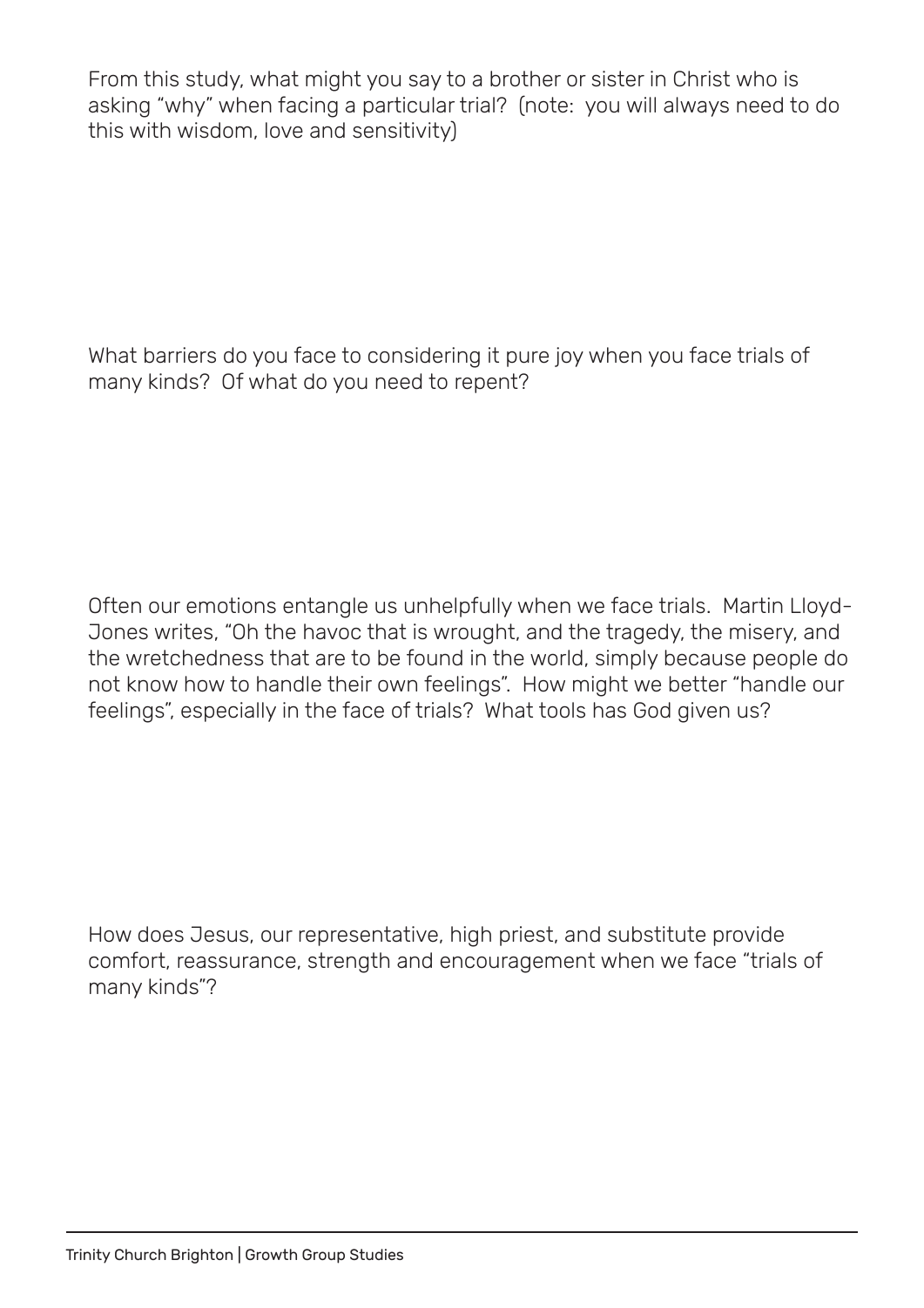From this study, what might you say to a brother or sister in Christ who is asking "why" when facing a particular trial? (note: you will always need to do this with wisdom, love and sensitivity)

What barriers do you face to considering it pure joy when you face trials of many kinds? Of what do you need to repent?

Often our emotions entangle us unhelpfully when we face trials. Martin Lloyd-Jones writes, "Oh the havoc that is wrought, and the tragedy, the misery, and the wretchedness that are to be found in the world, simply because people do not know how to handle their own feelings". How might we better "handle our feelings", especially in the face of trials? What tools has God given us?

How does Jesus, our representative, high priest, and substitute provide comfort, reassurance, strength and encouragement when we face "trials of many kinds"?